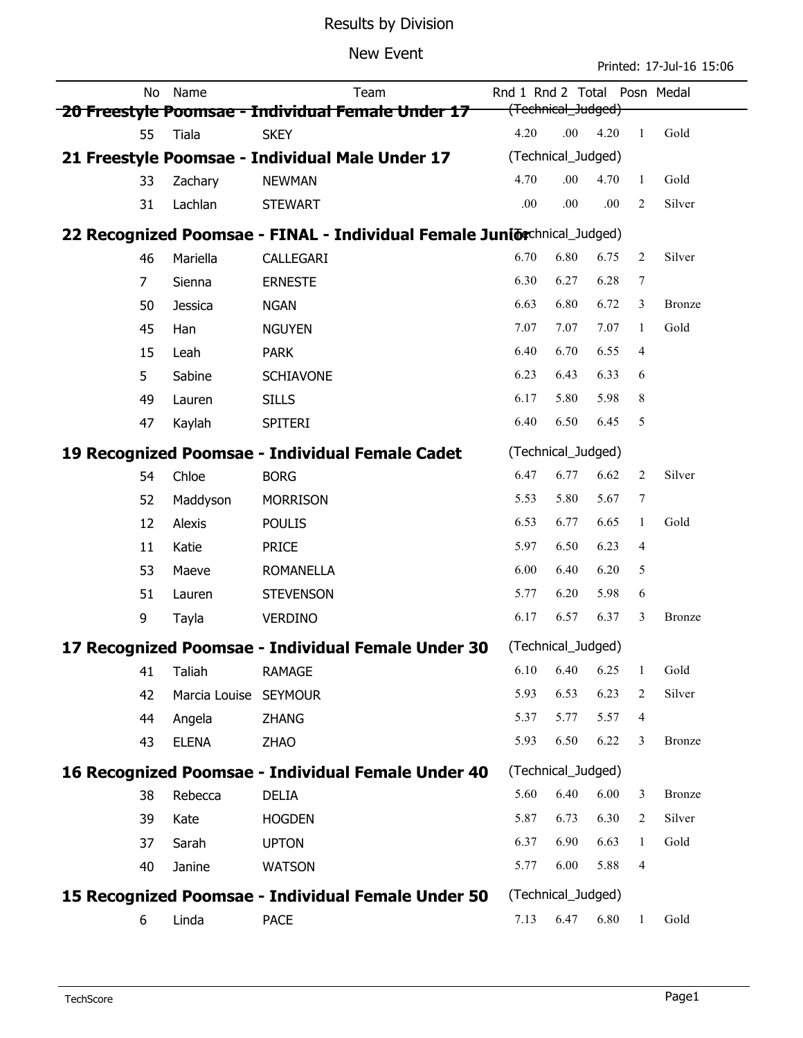# Results by Division

## New Event

Printed: 17-Jul-16 15:06

| No | Name | Team | Rnd 1 | Rnd 2 | Total | Posn | Medal |
|---|---|---|---|---|---|---|---|
| **20 Freestyle Poomsae - Individual Female Under 17** | | | (Technical_Judged) | | | | |
| 55 | Tiala | SKEY | 4.20 | .00 | 4.20 | 1 | Gold |
| **21 Freestyle Poomsae - Individual Male Under 17** | | | (Technical_Judged) | | | | |
| 33 | Zachary | NEWMAN | 4.70 | .00 | 4.70 | 1 | Gold |
| 31 | Lachlan | STEWART | .00 | .00 | .00 | 2 | Silver |
| **22 Recognized Poomsae - FINAL - Individual Female Junior** | | | (Technical_Judged) | | | | |
| 46 | Mariella | CALLEGARI | 6.70 | 6.80 | 6.75 | 2 | Silver |
| 7 | Sienna | ERNESTE | 6.30 | 6.27 | 6.28 | 7 | |
| 50 | Jessica | NGAN | 6.63 | 6.80 | 6.72 | 3 | Bronze |
| 45 | Han | NGUYEN | 7.07 | 7.07 | 7.07 | 1 | Gold |
| 15 | Leah | PARK | 6.40 | 6.70 | 6.55 | 4 | |
| 5 | Sabine | SCHIAVONE | 6.23 | 6.43 | 6.33 | 6 | |
| 49 | Lauren | SILLS | 6.17 | 5.80 | 5.98 | 8 | |
| 47 | Kaylah | SPITERI | 6.40 | 6.50 | 6.45 | 5 | |
| **19 Recognized Poomsae - Individual Female Cadet** | | | (Technical_Judged) | | | | |
| 54 | Chloe | BORG | 6.47 | 6.77 | 6.62 | 2 | Silver |
| 52 | Maddyson | MORRISON | 5.53 | 5.80 | 5.67 | 7 | |
| 12 | Alexis | POULIS | 6.53 | 6.77 | 6.65 | 1 | Gold |
| 11 | Katie | PRICE | 5.97 | 6.50 | 6.23 | 4 | |
| 53 | Maeve | ROMANELLA | 6.00 | 6.40 | 6.20 | 5 | |
| 51 | Lauren | STEVENSON | 5.77 | 6.20 | 5.98 | 6 | |
| 9 | Tayla | VERDINO | 6.17 | 6.57 | 6.37 | 3 | Bronze |
| **17 Recognized Poomsae - Individual Female Under 30** | | | (Technical_Judged) | | | | |
| 41 | Taliah | RAMAGE | 6.10 | 6.40 | 6.25 | 1 | Gold |
| 42 | Marcia Louise | SEYMOUR | 5.93 | 6.53 | 6.23 | 2 | Silver |
| 44 | Angela | ZHANG | 5.37 | 5.77 | 5.57 | 4 | |
| 43 | ELENA | ZHAO | 5.93 | 6.50 | 6.22 | 3 | Bronze |
| **16 Recognized Poomsae - Individual Female Under 40** | | | (Technical_Judged) | | | | |
| 38 | Rebecca | DELIA | 5.60 | 6.40 | 6.00 | 3 | Bronze |
| 39 | Kate | HOGDEN | 5.87 | 6.73 | 6.30 | 2 | Silver |
| 37 | Sarah | UPTON | 6.37 | 6.90 | 6.63 | 1 | Gold |
| 40 | Janine | WATSON | 5.77 | 6.00 | 5.88 | 4 | |
| **15 Recognized Poomsae - Individual Female Under 50** | | | (Technical_Judged) | | | | |
| 6 | Linda | PACE | 7.13 | 6.47 | 6.80 | 1 | Gold |

TechScore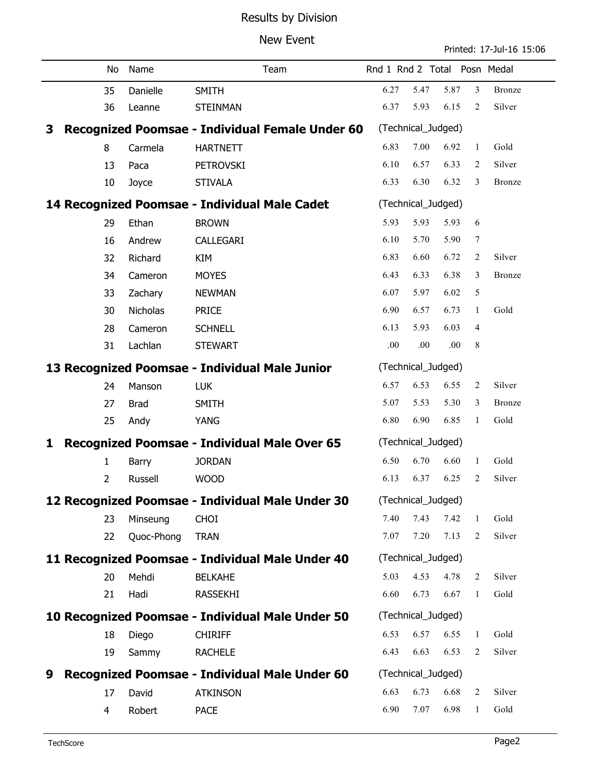# Results by Division

## New Event

Printed: 17-Jul-16 15:06

| No | Name | Team | Rnd 1 | Rnd 2 | Total | Posn | Medal |
|---|---|---|---|---|---|---|---|
| 35 | Danielle | SMITH | 6.27 | 5.47 | 5.87 | 3 | Bronze |
| 36 | Leanne | STEINMAN | 6.37 | 5.93 | 6.15 | 2 | Silver |

### 3 Recognized Poomsae - Individual Female Under 60 (Technical_Judged)

| No | Name | Team | Rnd 1 | Rnd 2 | Total | Posn | Medal |
|---|---|---|---|---|---|---|---|
| 8 | Carmela | HARTNETT | 6.83 | 7.00 | 6.92 | 1 | Gold |
| 13 | Paca | PETROVSKI | 6.10 | 6.57 | 6.33 | 2 | Silver |
| 10 | Joyce | STIVALA | 6.33 | 6.30 | 6.32 | 3 | Bronze |

### 14 Recognized Poomsae - Individual Male Cadet (Technical_Judged)

| No | Name | Team | Rnd 1 | Rnd 2 | Total | Posn | Medal |
|---|---|---|---|---|---|---|---|
| 29 | Ethan | BROWN | 5.93 | 5.93 | 5.93 | 6 | |
| 16 | Andrew | CALLEGARI | 6.10 | 5.70 | 5.90 | 7 | |
| 32 | Richard | KIM | 6.83 | 6.60 | 6.72 | 2 | Silver |
| 34 | Cameron | MOYES | 6.43 | 6.33 | 6.38 | 3 | Bronze |
| 33 | Zachary | NEWMAN | 6.07 | 5.97 | 6.02 | 5 | |
| 30 | Nicholas | PRICE | 6.90 | 6.57 | 6.73 | 1 | Gold |
| 28 | Cameron | SCHNELL | 6.13 | 5.93 | 6.03 | 4 | |
| 31 | Lachlan | STEWART | .00 | .00 | .00 | 8 | |

### 13 Recognized Poomsae - Individual Male Junior (Technical_Judged)

| No | Name | Team | Rnd 1 | Rnd 2 | Total | Posn | Medal |
|---|---|---|---|---|---|---|---|
| 24 | Manson | LUK | 6.57 | 6.53 | 6.55 | 2 | Silver |
| 27 | Brad | SMITH | 5.07 | 5.53 | 5.30 | 3 | Bronze |
| 25 | Andy | YANG | 6.80 | 6.90 | 6.85 | 1 | Gold |

### 1 Recognized Poomsae - Individual Male Over 65 (Technical_Judged)

| No | Name | Team | Rnd 1 | Rnd 2 | Total | Posn | Medal |
|---|---|---|---|---|---|---|---|
| 1 | Barry | JORDAN | 6.50 | 6.70 | 6.60 | 1 | Gold |
| 2 | Russell | WOOD | 6.13 | 6.37 | 6.25 | 2 | Silver |

### 12 Recognized Poomsae - Individual Male Under 30 (Technical_Judged)

| No | Name | Team | Rnd 1 | Rnd 2 | Total | Posn | Medal |
|---|---|---|---|---|---|---|---|
| 23 | Minseung | CHOI | 7.40 | 7.43 | 7.42 | 1 | Gold |
| 22 | Quoc-Phong | TRAN | 7.07 | 7.20 | 7.13 | 2 | Silver |

### 11 Recognized Poomsae - Individual Male Under 40 (Technical_Judged)

| No | Name | Team | Rnd 1 | Rnd 2 | Total | Posn | Medal |
|---|---|---|---|---|---|---|---|
| 20 | Mehdi | BELKAHE | 5.03 | 4.53 | 4.78 | 2 | Silver |
| 21 | Hadi | RASSEKHI | 6.60 | 6.73 | 6.67 | 1 | Gold |

### 10 Recognized Poomsae - Individual Male Under 50 (Technical_Judged)

| No | Name | Team | Rnd 1 | Rnd 2 | Total | Posn | Medal |
|---|---|---|---|---|---|---|---|
| 18 | Diego | CHIRIFF | 6.53 | 6.57 | 6.55 | 1 | Gold |
| 19 | Sammy | RACHELE | 6.43 | 6.63 | 6.53 | 2 | Silver |

### 9 Recognized Poomsae - Individual Male Under 60 (Technical_Judged)

| No | Name | Team | Rnd 1 | Rnd 2 | Total | Posn | Medal |
|---|---|---|---|---|---|---|---|
| 17 | David | ATKINSON | 6.63 | 6.73 | 6.68 | 2 | Silver |
| 4 | Robert | PACE | 6.90 | 7.07 | 6.98 | 1 | Gold |

TechScore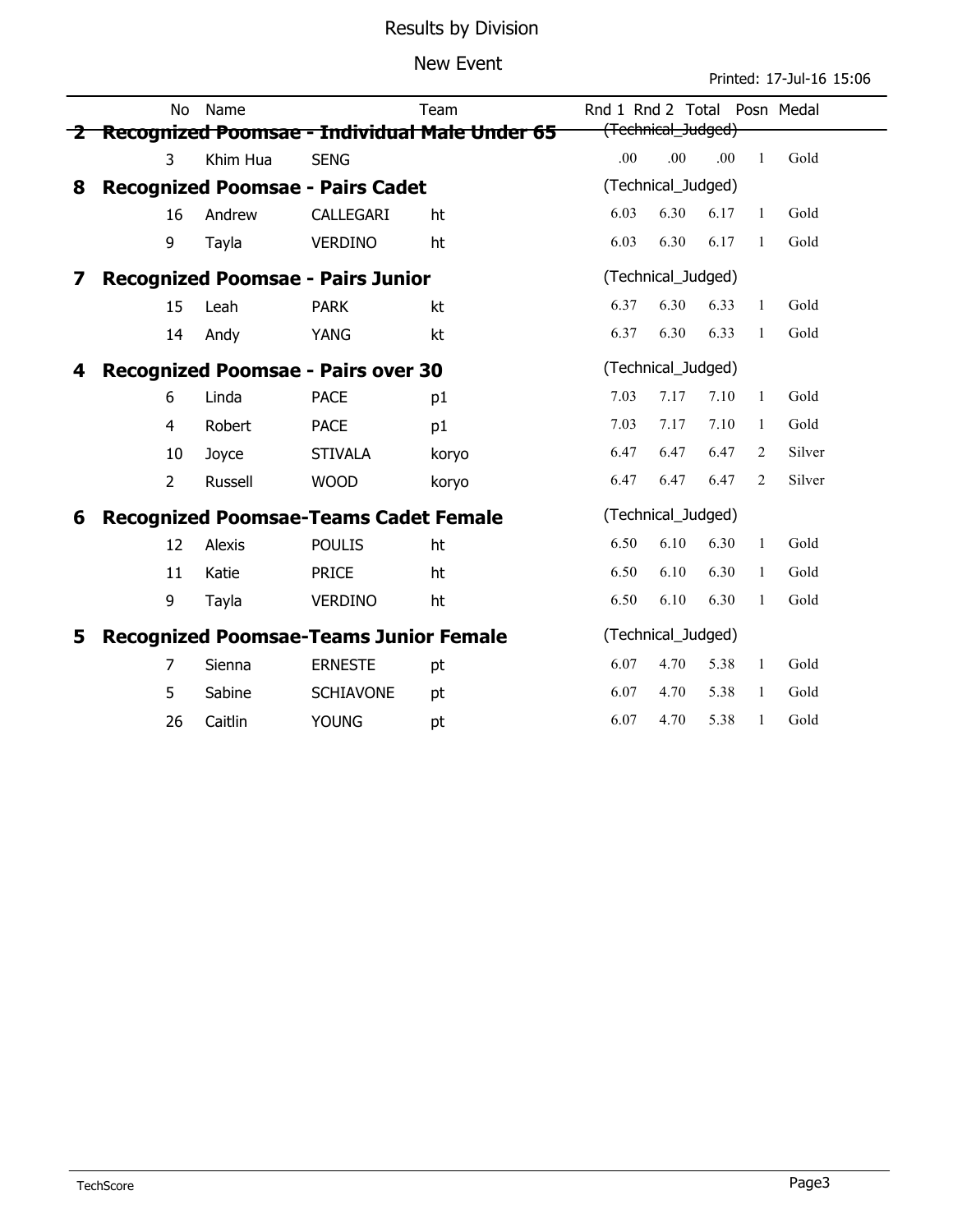# Results by Division

## New Event

Printed: 17-Jul-16 15:06

| | No | Name | | Team | Rnd 1 | Rnd 2 | Total | Posn | Medal |
|---|---|---|---|---|---|---|---|---|---|
| **2** | **Recognized Poomsae - Individual Male Under 65** | | | | (Technical_Judged) | | | | |
| | 3 | Khim Hua | SENG | | .00 | .00 | .00 | 1 | Gold |
| **8** | **Recognized Poomsae - Pairs Cadet** | | | | (Technical_Judged) | | | | |
| | 16 | Andrew | CALLEGARI | ht | 6.03 | 6.30 | 6.17 | 1 | Gold |
| | 9 | Tayla | VERDINO | ht | 6.03 | 6.30 | 6.17 | 1 | Gold |
| **7** | **Recognized Poomsae - Pairs Junior** | | | | (Technical_Judged) | | | | |
| | 15 | Leah | PARK | kt | 6.37 | 6.30 | 6.33 | 1 | Gold |
| | 14 | Andy | YANG | kt | 6.37 | 6.30 | 6.33 | 1 | Gold |
| **4** | **Recognized Poomsae - Pairs over 30** | | | | (Technical_Judged) | | | | |
| | 6 | Linda | PACE | p1 | 7.03 | 7.17 | 7.10 | 1 | Gold |
| | 4 | Robert | PACE | p1 | 7.03 | 7.17 | 7.10 | 1 | Gold |
| | 10 | Joyce | STIVALA | koryo | 6.47 | 6.47 | 6.47 | 2 | Silver |
| | 2 | Russell | WOOD | koryo | 6.47 | 6.47 | 6.47 | 2 | Silver |
| **6** | **Recognized Poomsae-Teams Cadet Female** | | | | (Technical_Judged) | | | | |
| | 12 | Alexis | POULIS | ht | 6.50 | 6.10 | 6.30 | 1 | Gold |
| | 11 | Katie | PRICE | ht | 6.50 | 6.10 | 6.30 | 1 | Gold |
| | 9 | Tayla | VERDINO | ht | 6.50 | 6.10 | 6.30 | 1 | Gold |
| **5** | **Recognized Poomsae-Teams Junior Female** | | | | (Technical_Judged) | | | | |
| | 7 | Sienna | ERNESTE | pt | 6.07 | 4.70 | 5.38 | 1 | Gold |
| | 5 | Sabine | SCHIAVONE | pt | 6.07 | 4.70 | 5.38 | 1 | Gold |
| | 26 | Caitlin | YOUNG | pt | 6.07 | 4.70 | 5.38 | 1 | Gold |

TechScore